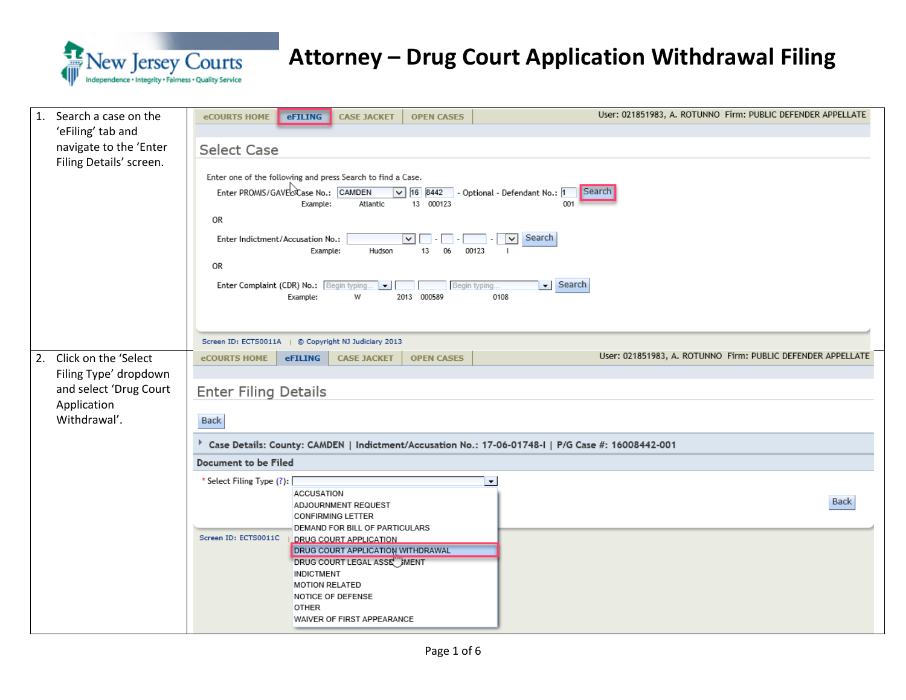# Attorney – Drug Court Application Withdrawal Filing

| Step | Screen |
| --- | --- |
| 1. Search a case on the 'eFiling' tab and navigate to the 'Enter Filing Details' screen. | eCOURTS HOME / eFILING / CASE JACKET / OPEN CASES — User: 021851983, A. ROTUNNO Firm: PUBLIC DEFENDER APPELLATE<br>Select Case<br>Enter one of the following and press Search to find a Case.<br>Enter PROMIS/GAVEL Case No.: CAMDEN 16 8442 - Optional - Defendant No.: 1 [Search]<br>Example: Atlantic 13 000123 001<br>OR<br>Enter Indictment/Accusation No.: [Search]<br>Example: Hudson 13 06 00123 I<br>OR<br>Enter Complaint (CDR) No.: [Search]<br>Example: W 2013 000589 0108<br>Screen ID: ECTS0011A \| © Copyright NJ Judiciary 2013 |
| 2. Click on the 'Select Filing Type' dropdown and select 'Drug Court Application Withdrawal'. | eCOURTS HOME / eFILING / CASE JACKET / OPEN CASES — User: 021851983, A. ROTUNNO Firm: PUBLIC DEFENDER APPELLATE<br>Enter Filing Details<br>[Back]<br>Case Details: County: CAMDEN \| Indictment/Accusation No.: 17-06-01748-I \| P/G Case #: 16008442-001<br>Document to be Filed<br>* Select Filing Type (?): ACCUSATION, ADJOURNMENT REQUEST, CONFIRMING LETTER, DEMAND FOR BILL OF PARTICULARS, DRUG COURT APPLICATION, DRUG COURT APPLICATION WITHDRAWAL, DRUG COURT LEGAL ASSESSMENT, INDICTMENT, MOTION RELATED, NOTICE OF DEFENSE, OTHER, WAIVER OF FIRST APPEARANCE<br>[Back]<br>Screen ID: ECTS0011C |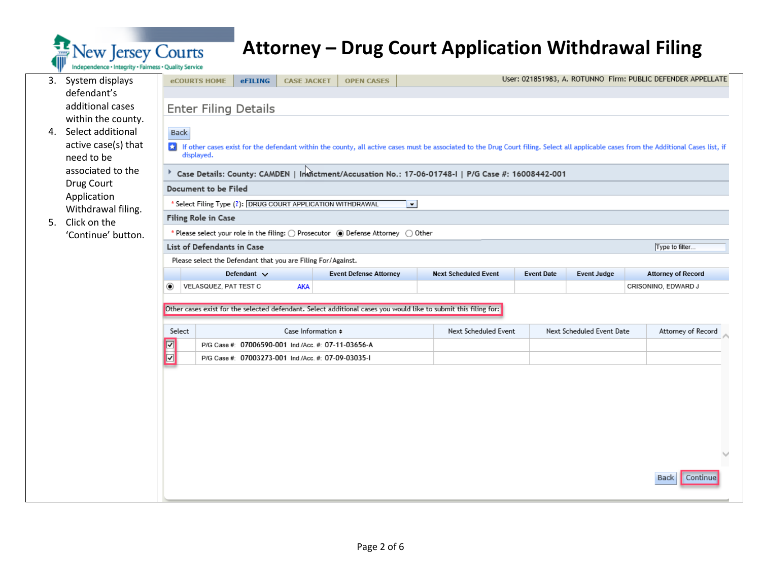# Attorney – Drug Court Application Withdrawal Filing

3. System displays defendant's additional cases within the county.
4. Select additional active case(s) that need to be associated to the Drug Court Application Withdrawal filing.
5. Click on the 'Continue' button.

eCOURTS HOME | eFILING | CASE JACKET | OPEN CASES

User: 021851983, A. ROTUNNO Firm: PUBLIC DEFENDER APPELLATE

## Enter Filing Details

Back

If other cases exist for the defendant within the county, all active cases must be associated to the Drug Court filing. Select all applicable cases from the Additional Cases list, if displayed.

**Case Details: County: CAMDEN | Indictment/Accusation No.: 17-06-01748-I | P/G Case #: 16008442-001**

**Document to be Filed**

* Select Filing Type (?): DRUG COURT APPLICATION WITHDRAWAL

**Filing Role in Case**

* Please select your role in the filing: ○ Prosecutor ◉ Defense Attorney ○ Other

**List of Defendants in Case**

Type to filter...

Please select the Defendant that you are Filing For/Against.

| | Defendant | | Event Defense Attorney | Next Scheduled Event | Event Date | Event Judge | Attorney of Record |
|---|---|---|---|---|---|---|---|
| ◉ | VELASQUEZ, PAT TEST C | AKA | | | | | CRISONINO, EDWARD J |

Other cases exist for the selected defendant. Select additional cases you would like to submit this filing for:

| Select | Case Information | Next Scheduled Event | Next Scheduled Event Date | Attorney of Record |
|---|---|---|---|---|
| ☑ | P/G Case #: 07006590-001 Ind./Acc. #: 07-11-03656-A | | | |
| ☑ | P/G Case #: 07003273-001 Ind./Acc. #: 07-09-03035-I | | | |

Back | Continue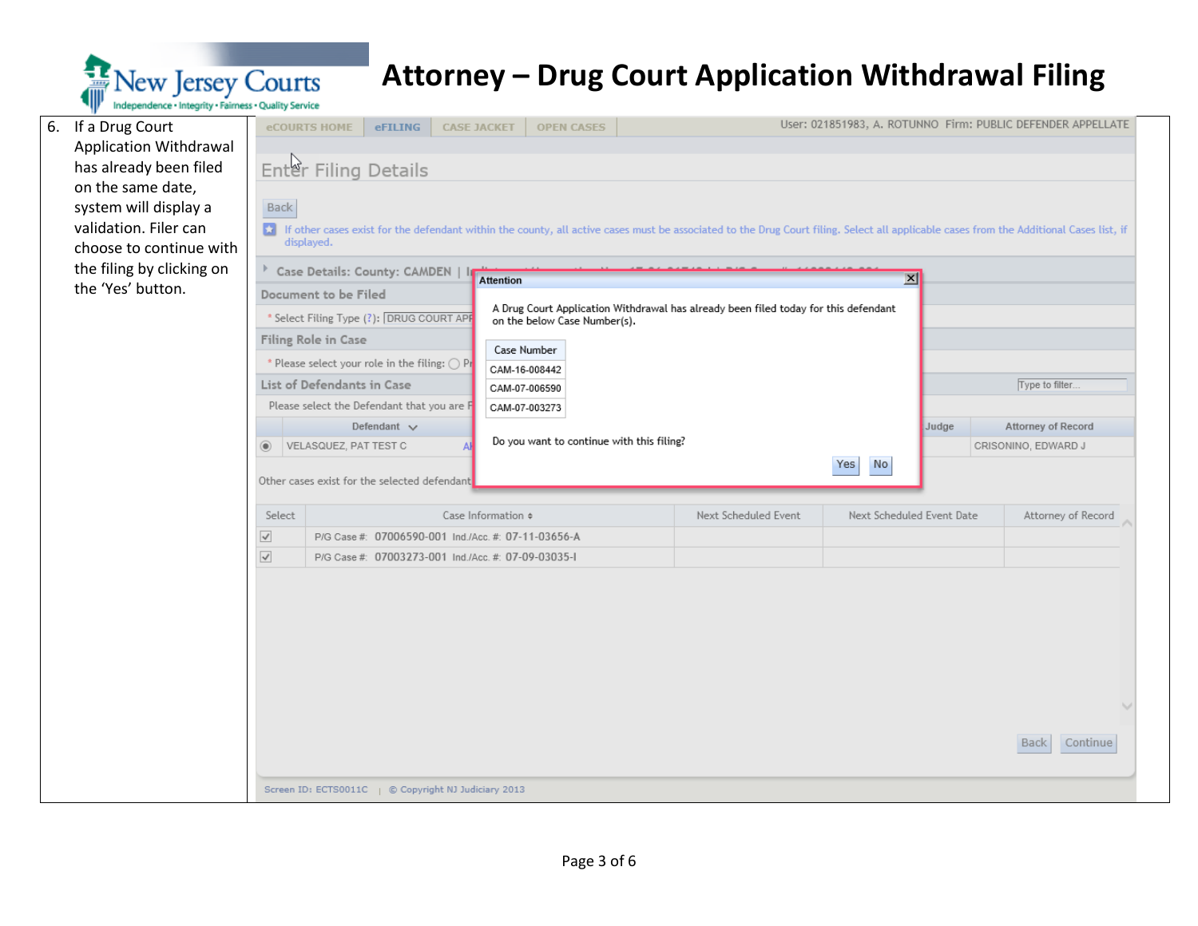# Attorney – Drug Court Application Withdrawal Filing

6. If a Drug Court Application Withdrawal has already been filed on the same date, system will display a validation. Filer can choose to continue with the filing by clicking on the 'Yes' button.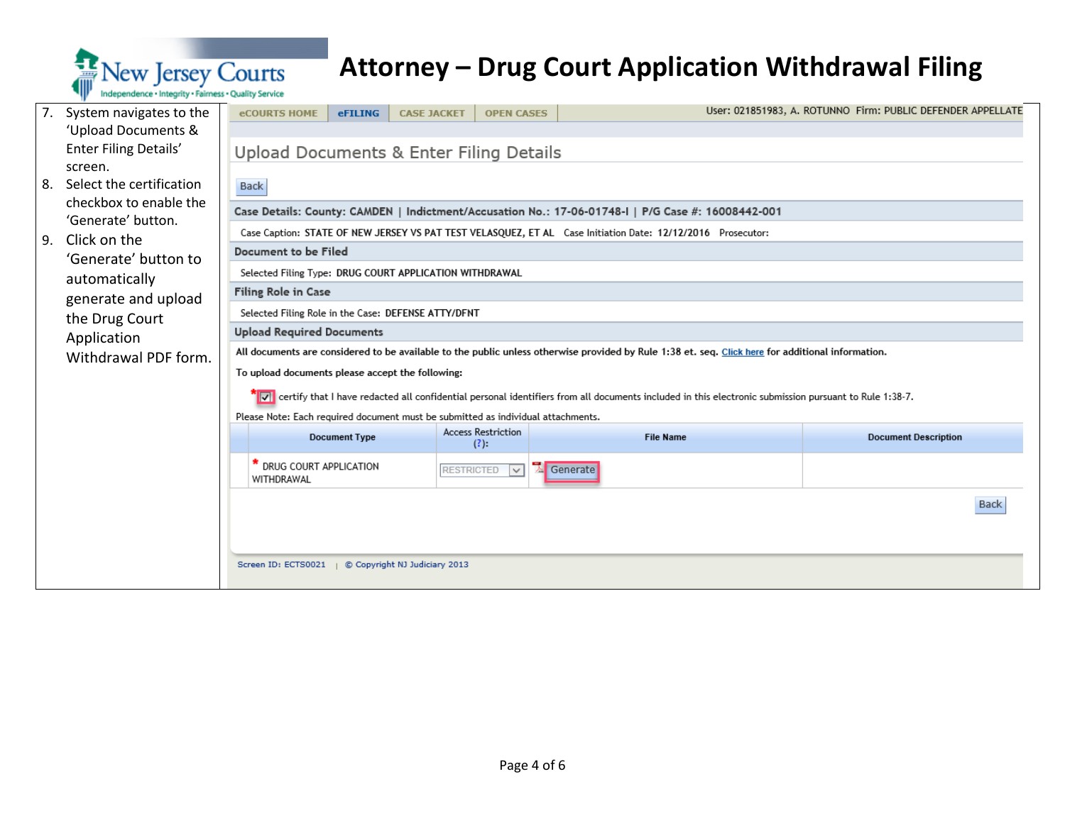# Attorney – Drug Court Application Withdrawal Filing

7. System navigates to the 'Upload Documents & Enter Filing Details' screen.
8. Select the certification checkbox to enable the 'Generate' button.
9. Click on the 'Generate' button to automatically generate and upload the Drug Court Application Withdrawal PDF form.

eCOURTS HOME | eFILING | CASE JACKET | OPEN CASES

User: 021851983, A. ROTUNNO Firm: PUBLIC DEFENDER APPELLATE

## Upload Documents & Enter Filing Details

Back

**Case Details: County: CAMDEN | Indictment/Accusation No.: 17-06-01748-I | P/G Case #: 16008442-001**

Case Caption: STATE OF NEW JERSEY VS PAT TEST VELASQUEZ, ET AL Case Initiation Date: 12/12/2016 Prosecutor:

**Document to be Filed**

Selected Filing Type: DRUG COURT APPLICATION WITHDRAWAL

**Filing Role in Case**

Selected Filing Role in the Case: DEFENSE ATTY/DFNT

**Upload Required Documents**

All documents are considered to be available to the public unless otherwise provided by Rule 1:38 et. seq. Click here for additional information.

To upload documents please accept the following:

* [x] I certify that I have redacted all confidential personal identifiers from all documents included in this electronic submission pursuant to Rule 1:38-7.

Please Note: Each required document must be submitted as individual attachments.

| Document Type | Access Restriction (?): | File Name | Document Description |
|---|---|---|---|
| * DRUG COURT APPLICATION WITHDRAWAL | RESTRICTED | Generate | |

Back

Screen ID: ECTS0021 | © Copyright NJ Judiciary 2013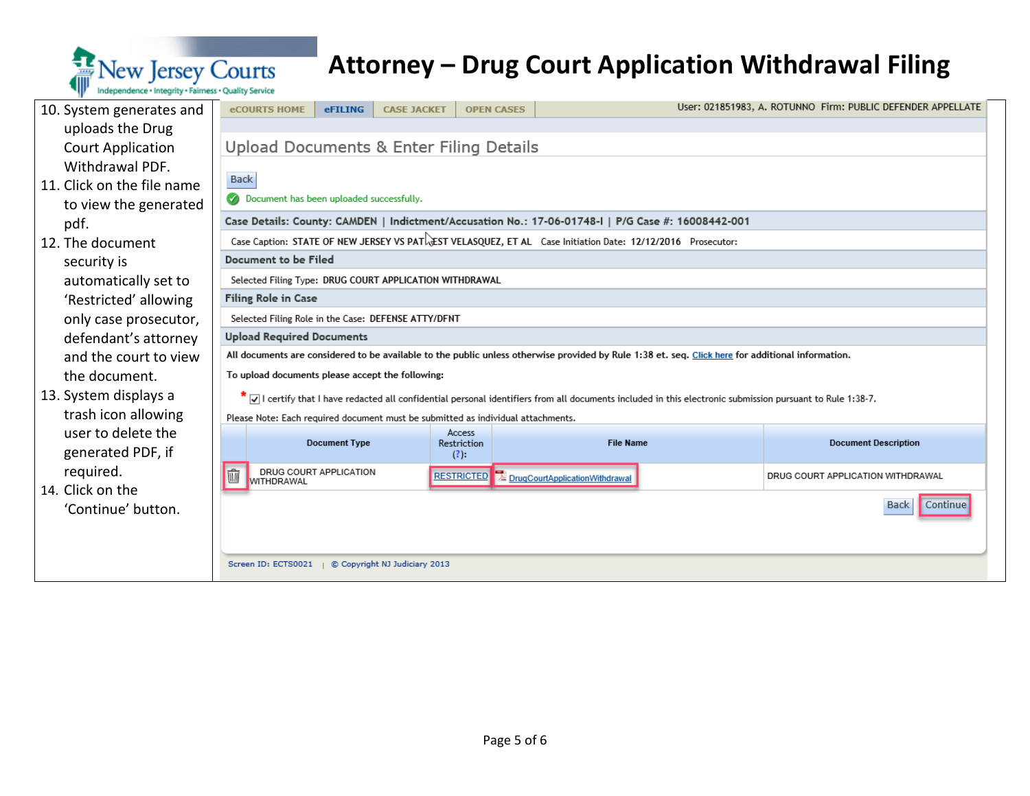# Attorney – Drug Court Application Withdrawal Filing

10. System generates and uploads the Drug Court Application Withdrawal PDF.
11. Click on the file name to view the generated pdf.
12. The document security is automatically set to 'Restricted' allowing only case prosecutor, defendant's attorney and the court to view the document.
13. System displays a trash icon allowing user to delete the generated PDF, if required.
14. Click on the 'Continue' button.

eCOURTS HOME | eFILING | CASE JACKET | OPEN CASES — User: 021851983, A. ROTUNNO Firm: PUBLIC DEFENDER APPELLATE

## Upload Documents & Enter Filing Details

Back

Document has been uploaded successfully.

**Case Details: County: CAMDEN | Indictment/Accusation No.: 17-06-01748-I | P/G Case #: 16008442-001**

Case Caption: STATE OF NEW JERSEY VS PAT EST VELASQUEZ, ET AL Case Initiation Date: 12/12/2016 Prosecutor:

**Document to be Filed**

Selected Filing Type: DRUG COURT APPLICATION WITHDRAWAL

**Filing Role in Case**

Selected Filing Role in the Case: DEFENSE ATTY/DFNT

**Upload Required Documents**

All documents are considered to be available to the public unless otherwise provided by Rule 1:38 et. seq. Click here for additional information.

To upload documents please accept the following:

* ☑ I certify that I have redacted all confidential personal identifiers from all documents included in this electronic submission pursuant to Rule 1:38-7.

Please Note: Each required document must be submitted as individual attachments.

| | Document Type | Access Restriction (?): | File Name | Document Description |
|---|---|---|---|---|
| 🗑 | DRUG COURT APPLICATION WITHDRAWAL | RESTRICTED | DrugCourtApplicationWithdrawal | DRUG COURT APPLICATION WITHDRAWAL |

Back | Continue

Screen ID: ECTS0021 | © Copyright NJ Judiciary 2013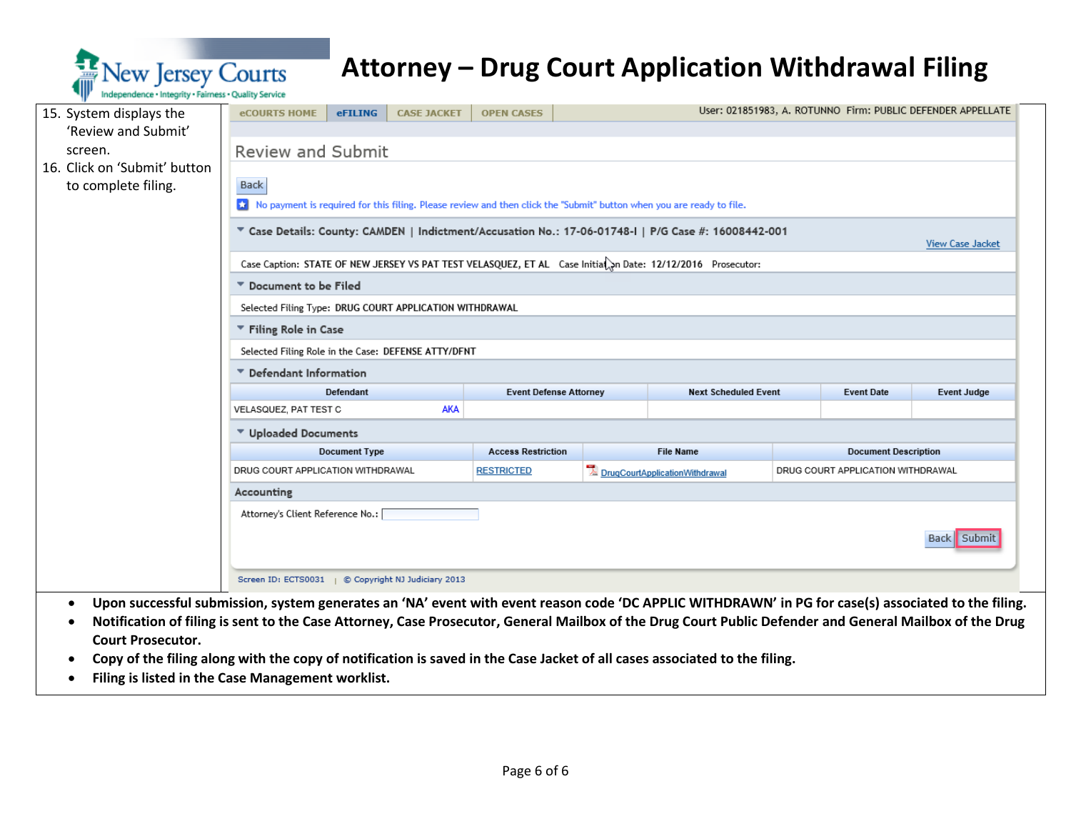# Attorney – Drug Court Application Withdrawal Filing

15. System displays the 'Review and Submit' screen.
16. Click on 'Submit' button to complete filing.

eCOURTS HOME | eFILING | CASE JACKET | OPEN CASES

User: 021851983, A. ROTUNNO Firm: PUBLIC DEFENDER APPELLATE

## Review and Submit

Back

No payment is required for this filing. Please review and then click the "Submit" button when you are ready to file.

**Case Details: County: CAMDEN | Indictment/Accusation No.: 17-06-01748-I | P/G Case #: 16008442-001**

View Case Jacket

Case Caption: STATE OF NEW JERSEY VS PAT TEST VELASQUEZ, ET AL Case Initiation Date: 12/12/2016 Prosecutor:

**Document to be Filed**

Selected Filing Type: DRUG COURT APPLICATION WITHDRAWAL

**Filing Role in Case**

Selected Filing Role in the Case: DEFENSE ATTY/DFNT

**Defendant Information**

| Defendant | Event Defense Attorney | Next Scheduled Event | Event Date | Event Judge |
|---|---|---|---|---|
| VELASQUEZ, PAT TEST C AKA | | | | |

**Uploaded Documents**

| Document Type | Access Restriction | File Name | Document Description |
|---|---|---|---|
| DRUG COURT APPLICATION WITHDRAWAL | RESTRICTED | DrugCourtApplicationWithdrawal | DRUG COURT APPLICATION WITHDRAWAL |

**Accounting**

Attorney's Client Reference No.:

Back Submit

Screen ID: ECTS0031 | © Copyright NJ Judiciary 2013

- **Upon successful submission, system generates an 'NA' event with event reason code 'DC APPLIC WITHDRAWN' in PG for case(s) associated to the filing.**
- **Notification of filing is sent to the Case Attorney, Case Prosecutor, General Mailbox of the Drug Court Public Defender and General Mailbox of the Drug Court Prosecutor.**
- **Copy of the filing along with the copy of notification is saved in the Case Jacket of all cases associated to the filing.**
- **Filing is listed in the Case Management worklist.**